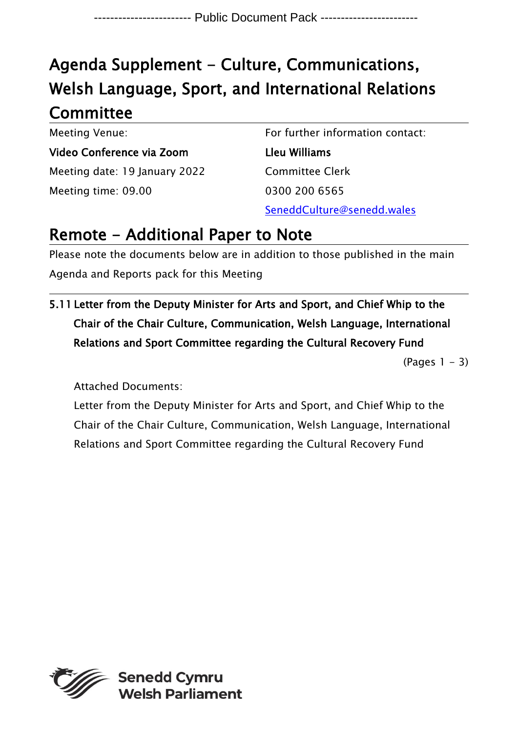------------------------ Public Document Pack ------------------------

# Agenda Supplement - Culture, Communications, Welsh Language, Sport, and International Relations Committee

Meeting Venue:

**Video Conference via Zoom**

Meeting date: 19 January 2022

Meeting time: 09.00

For further information contact:

**Lleu Williams**

Committee Clerk

0300 200 6565

SeneddCulture@senedd.wales

## Remote - Additional Paper to Note

Please note the documents below are in addition to those published in the main Agenda and Reports pack for this Meeting

**5.11 Letter from the Deputy Minister for Arts and Sport, and Chief Whip to the Chair of the Chair Culture, Communication, Welsh Language, International Relations and Sport Committee regarding the Cultural Recovery Fund**

(Pages 1 - 3)

Attached Documents:

Letter from the Deputy Minister for Arts and Sport, and Chief Whip to the Chair of the Chair Culture, Communication, Welsh Language, International Relations and Sport Committee regarding the Cultural Recovery Fund

**Senedd Cymru**
**Welsh Parliament**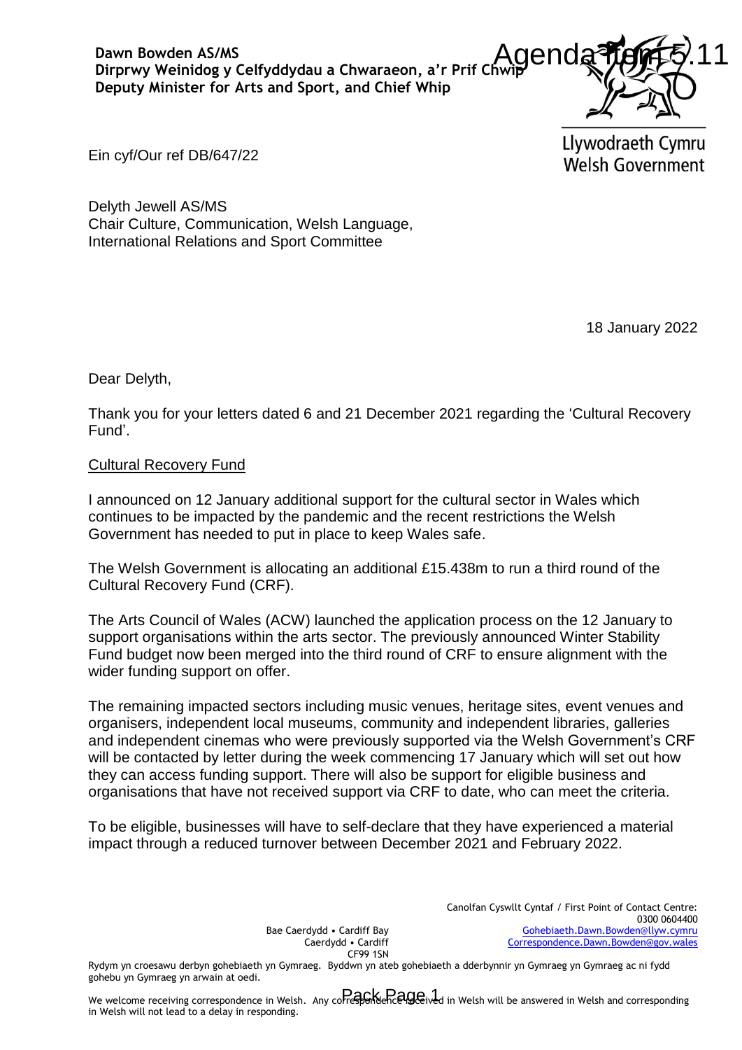**Dawn Bowden AS/MS**
**Dirprwy Weinidog y Celfyddydau a Chwaraeon, a'r Prif Chwip**
**Deputy Minister for Arts and Sport, and Chief Whip**

Agenda Item 5.11

Llywodraeth Cymru
Welsh Government

Ein cyf/Our ref DB/647/22

Delyth Jewell AS/MS
Chair Culture, Communication, Welsh Language, International Relations and Sport Committee

18 January 2022

Dear Delyth,

Thank you for your letters dated 6 and 21 December 2021 regarding the 'Cultural Recovery Fund'.

Cultural Recovery Fund

I announced on 12 January additional support for the cultural sector in Wales which continues to be impacted by the pandemic and the recent restrictions the Welsh Government has needed to put in place to keep Wales safe.

The Welsh Government is allocating an additional £15.438m to run a third round of the Cultural Recovery Fund (CRF).

The Arts Council of Wales (ACW) launched the application process on the 12 January to support organisations within the arts sector. The previously announced Winter Stability Fund budget now been merged into the third round of CRF to ensure alignment with the wider funding support on offer.

The remaining impacted sectors including music venues, heritage sites, event venues and organisers, independent local museums, community and independent libraries, galleries and independent cinemas who were previously supported via the Welsh Government's CRF will be contacted by letter during the week commencing 17 January which will set out how they can access funding support. There will also be support for eligible business and organisations that have not received support via CRF to date, who can meet the criteria.

To be eligible, businesses will have to self-declare that they have experienced a material impact through a reduced turnover between December 2021 and February 2022.

Bae Caerdydd • Cardiff Bay
Caerdydd • Cardiff
CF99 1SN

Canolfan Cyswllt Cyntaf / First Point of Contact Centre:
0300 0604400
Gohebiaeth.Dawn.Bowden@llyw.cymru
Correspondence.Dawn.Bowden@gov.wales

Rydym yn croesawu derbyn gohebiaeth yn Gymraeg. Byddwn yn ateb gohebiaeth a dderbynnir yn Gymraeg yn Gymraeg ac ni fydd gohebu yn Gymraeg yn arwain at oedi.

We welcome receiving correspondence in Welsh. Any correspondence received in Welsh will be answered in Welsh and corresponding in Welsh will not lead to a delay in responding.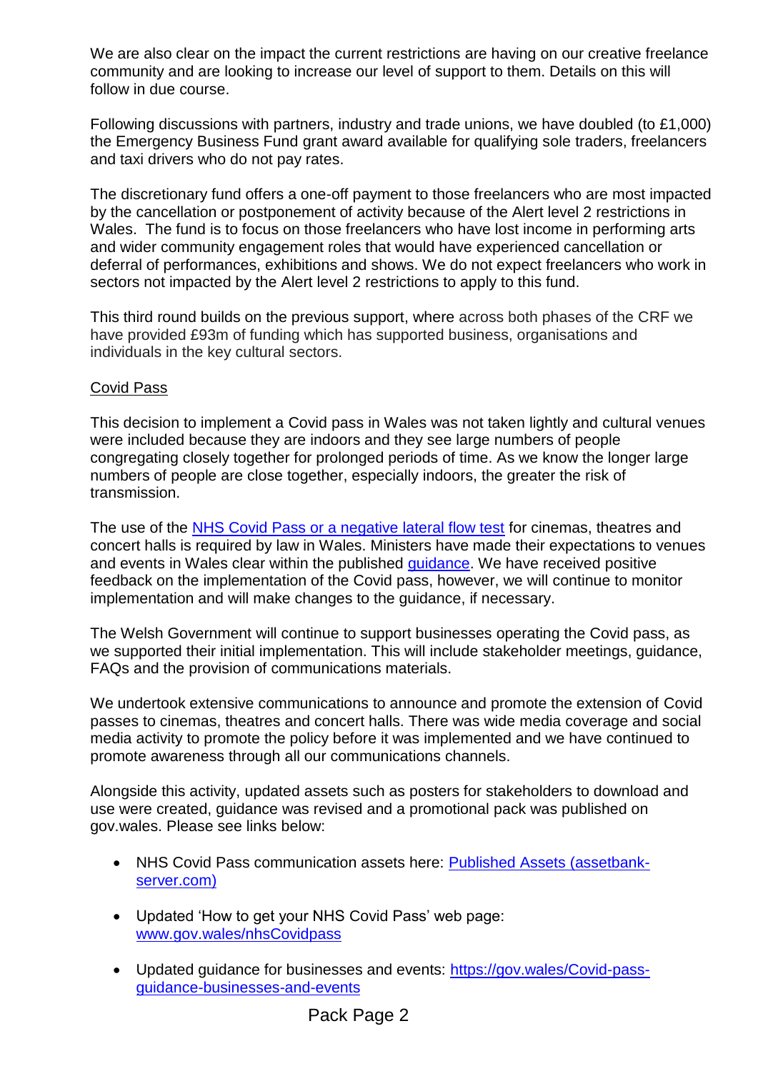We are also clear on the impact the current restrictions are having on our creative freelance community and are looking to increase our level of support to them. Details on this will follow in due course.

Following discussions with partners, industry and trade unions, we have doubled (to £1,000) the Emergency Business Fund grant award available for qualifying sole traders, freelancers and taxi drivers who do not pay rates.

The discretionary fund offers a one-off payment to those freelancers who are most impacted by the cancellation or postponement of activity because of the Alert level 2 restrictions in Wales. The fund is to focus on those freelancers who have lost income in performing arts and wider community engagement roles that would have experienced cancellation or deferral of performances, exhibitions and shows. We do not expect freelancers who work in sectors not impacted by the Alert level 2 restrictions to apply to this fund.

This third round builds on the previous support, where across both phases of the CRF we have provided £93m of funding which has supported business, organisations and individuals in the key cultural sectors.

## Covid Pass

This decision to implement a Covid pass in Wales was not taken lightly and cultural venues were included because they are indoors and they see large numbers of people congregating closely together for prolonged periods of time. As we know the longer large numbers of people are close together, especially indoors, the greater the risk of transmission.

The use of the NHS Covid Pass or a negative lateral flow test for cinemas, theatres and concert halls is required by law in Wales. Ministers have made their expectations to venues and events in Wales clear within the published guidance. We have received positive feedback on the implementation of the Covid pass, however, we will continue to monitor implementation and will make changes to the guidance, if necessary.

The Welsh Government will continue to support businesses operating the Covid pass, as we supported their initial implementation. This will include stakeholder meetings, guidance, FAQs and the provision of communications materials.

We undertook extensive communications to announce and promote the extension of Covid passes to cinemas, theatres and concert halls. There was wide media coverage and social media activity to promote the policy before it was implemented and we have continued to promote awareness through all our communications channels.

Alongside this activity, updated assets such as posters for stakeholders to download and use were created, guidance was revised and a promotional pack was published on gov.wales. Please see links below:

- NHS Covid Pass communication assets here: Published Assets (assetbank-server.com)
- Updated 'How to get your NHS Covid Pass' web page: www.gov.wales/nhsCovidpass
- Updated guidance for businesses and events: https://gov.wales/Covid-pass-guidance-businesses-and-events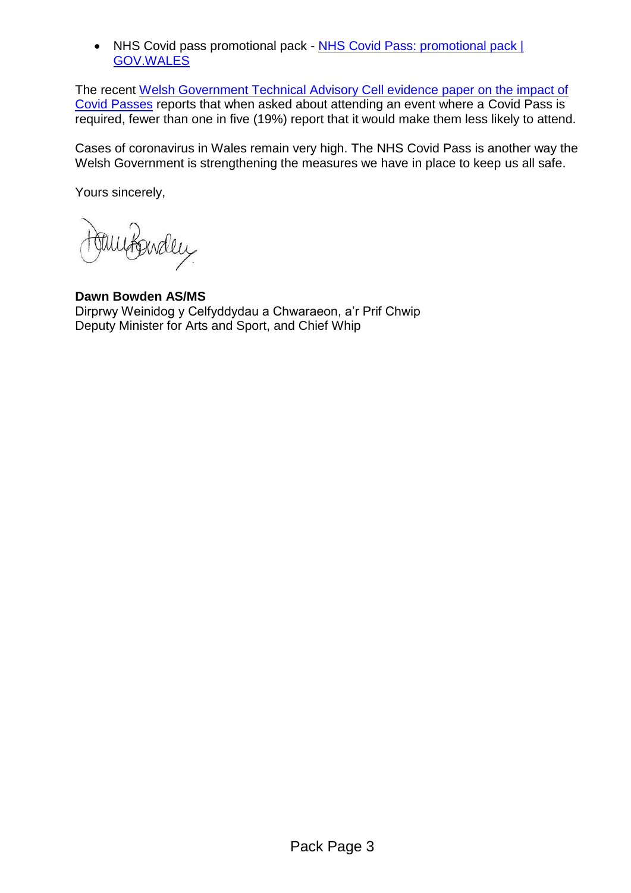- NHS Covid pass promotional pack - NHS Covid Pass: promotional pack | GOV.WALES

The recent Welsh Government Technical Advisory Cell evidence paper on the impact of Covid Passes reports that when asked about attending an event where a Covid Pass is required, fewer than one in five (19%) report that it would make them less likely to attend.

Cases of coronavirus in Wales remain very high. The NHS Covid Pass is another way the Welsh Government is strengthening the measures we have in place to keep us all safe.

Yours sincerely,

**Dawn Bowden AS/MS**
Dirprwy Weinidog y Celfyddydau a Chwaraeon, a'r Prif Chwip
Deputy Minister for Arts and Sport, and Chief Whip